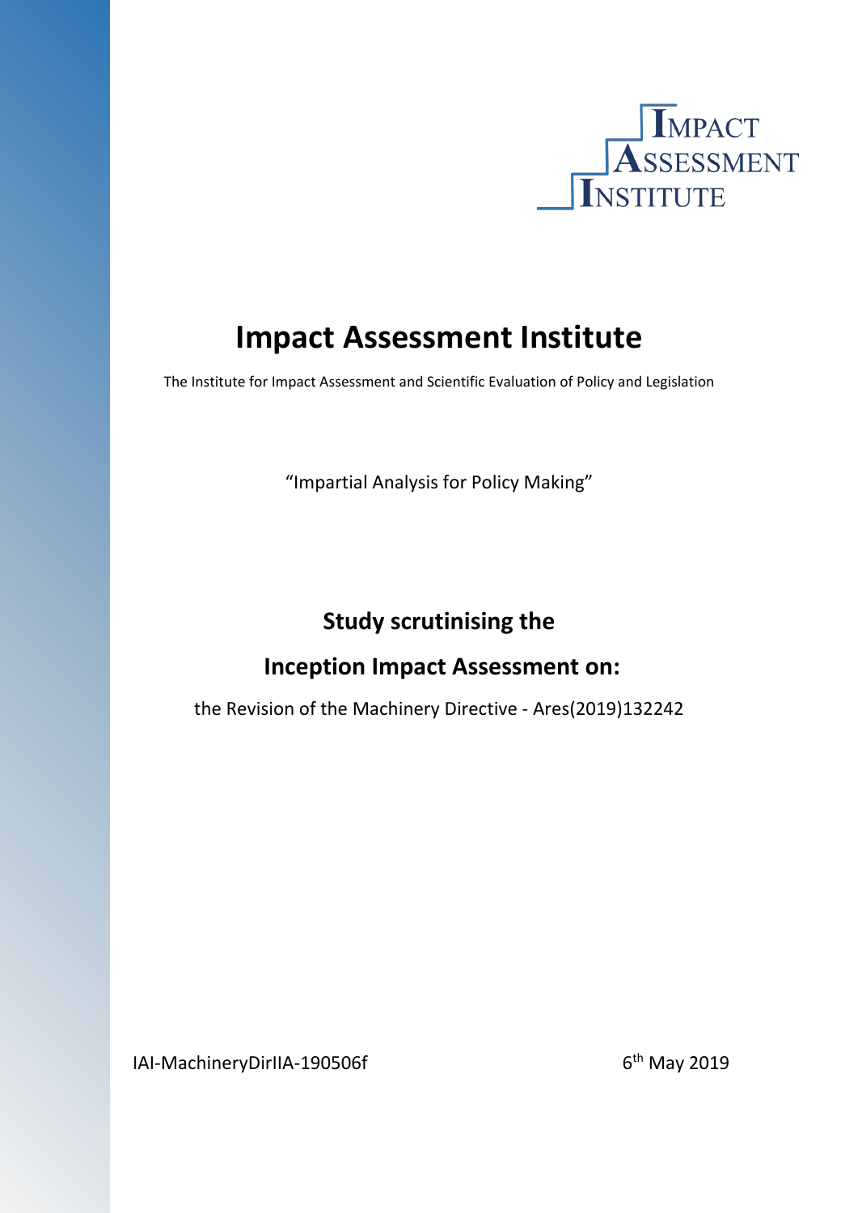IMPACT ASSESSMENT INSTITUTE

# Impact Assessment Institute

The Institute for Impact Assessment and Scientific Evaluation of Policy and Legislation

"Impartial Analysis for Policy Making"

## Study scrutinising the

## Inception Impact Assessment on:

the Revision of the Machinery Directive - Ares(2019)132242

IAI-MachineryDirIIA-190506f

6th May 2019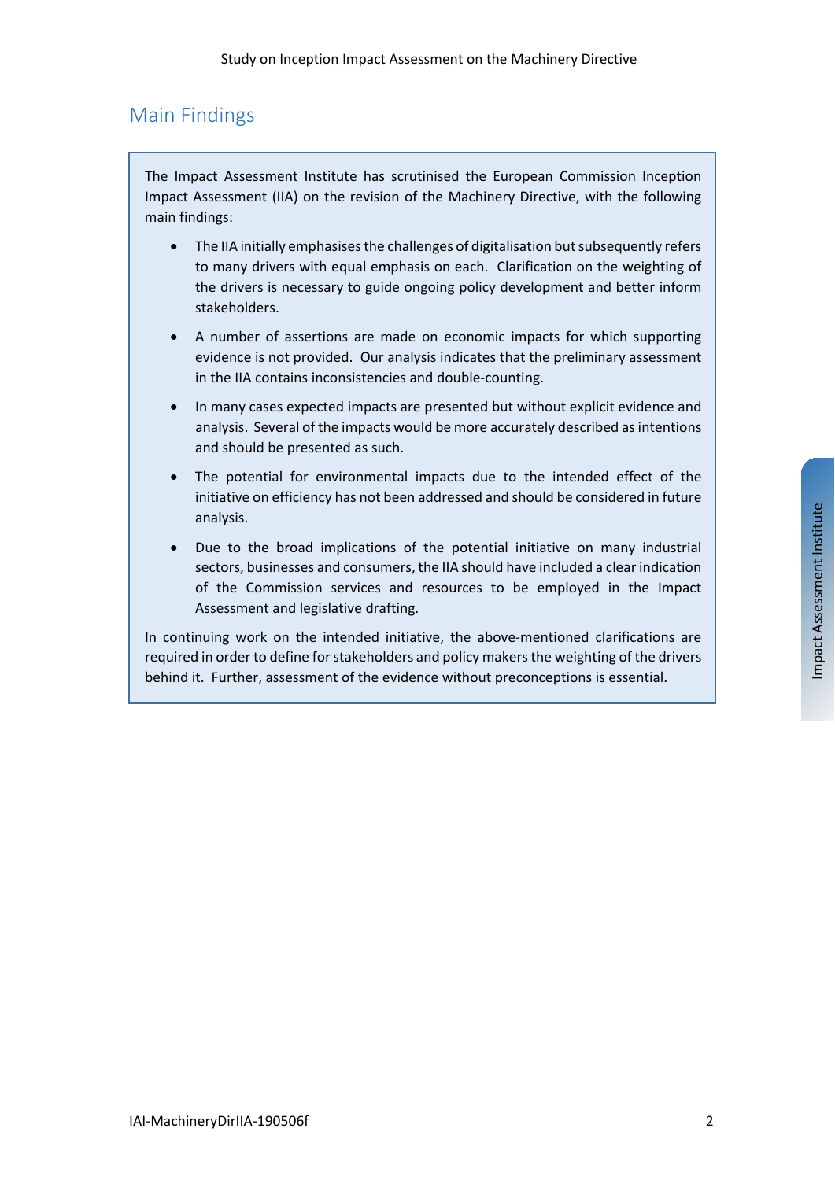## Main Findings

The Impact Assessment Institute has scrutinised the European Commission Inception Impact Assessment (IIA) on the revision of the Machinery Directive, with the following main findings:

- The IIA initially emphasises the challenges of digitalisation but subsequently refers to many drivers with equal emphasis on each. Clarification on the weighting of the drivers is necessary to guide ongoing policy development and better inform stakeholders.
- A number of assertions are made on economic impacts for which supporting evidence is not provided. Our analysis indicates that the preliminary assessment in the IIA contains inconsistencies and double-counting.
- In many cases expected impacts are presented but without explicit evidence and analysis. Several of the impacts would be more accurately described as intentions and should be presented as such.
- The potential for environmental impacts due to the intended effect of the initiative on efficiency has not been addressed and should be considered in future analysis.
- Due to the broad implications of the potential initiative on many industrial sectors, businesses and consumers, the IIA should have included a clear indication of the Commission services and resources to be employed in the Impact Assessment and legislative drafting.

In continuing work on the intended initiative, the above-mentioned clarifications are required in order to define for stakeholders and policy makers the weighting of the drivers behind it. Further, assessment of the evidence without preconceptions is essential.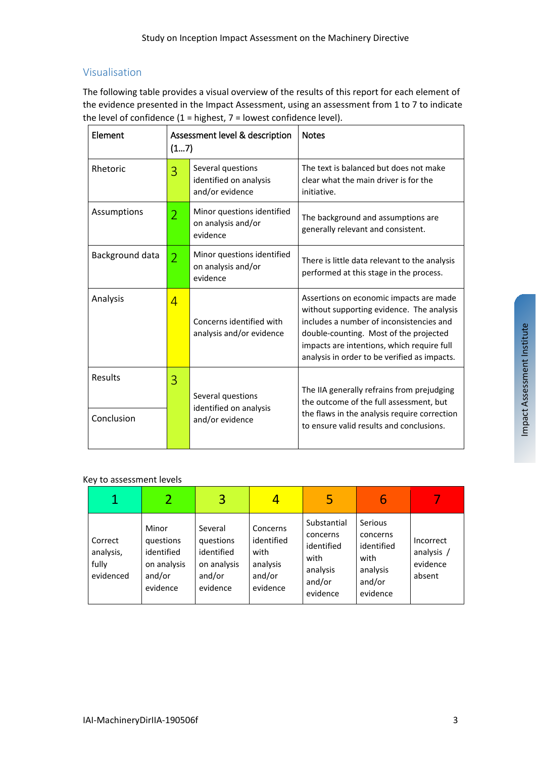## Visualisation

The following table provides a visual overview of the results of this report for each element of the evidence presented in the Impact Assessment, using an assessment from 1 to 7 to indicate the level of confidence (1 = highest, 7 = lowest confidence level).

| Element | Assessment level & description (1…7) | | Notes |
|---|---|---|---|
| Rhetoric | 3 | Several questions identified on analysis and/or evidence | The text is balanced but does not make clear what the main driver is for the initiative. |
| Assumptions | 2 | Minor questions identified on analysis and/or evidence | The background and assumptions are generally relevant and consistent. |
| Background data | 2 | Minor questions identified on analysis and/or evidence | There is little data relevant to the analysis performed at this stage in the process. |
| Analysis | 4 | Concerns identified with analysis and/or evidence | Assertions on economic impacts are made without supporting evidence. The analysis includes a number of inconsistencies and double-counting. Most of the projected impacts are intentions, which require full analysis in order to be verified as impacts. |
| Results | 3 | Several questions identified on analysis and/or evidence | The IIA generally refrains from prejudging the outcome of the full assessment, but the flaws in the analysis require correction to ensure valid results and conclusions. |
| Conclusion | | | |

Key to assessment levels

| 1 | 2 | 3 | 4 | 5 | 6 | 7 |
|---|---|---|---|---|---|---|
| Correct analysis, fully evidenced | Minor questions identified on analysis and/or evidence | Several questions identified on analysis and/or evidence | Concerns identified with analysis and/or evidence | Substantial concerns identified with analysis and/or evidence | Serious concerns identified with analysis and/or evidence | Incorrect analysis / evidence absent |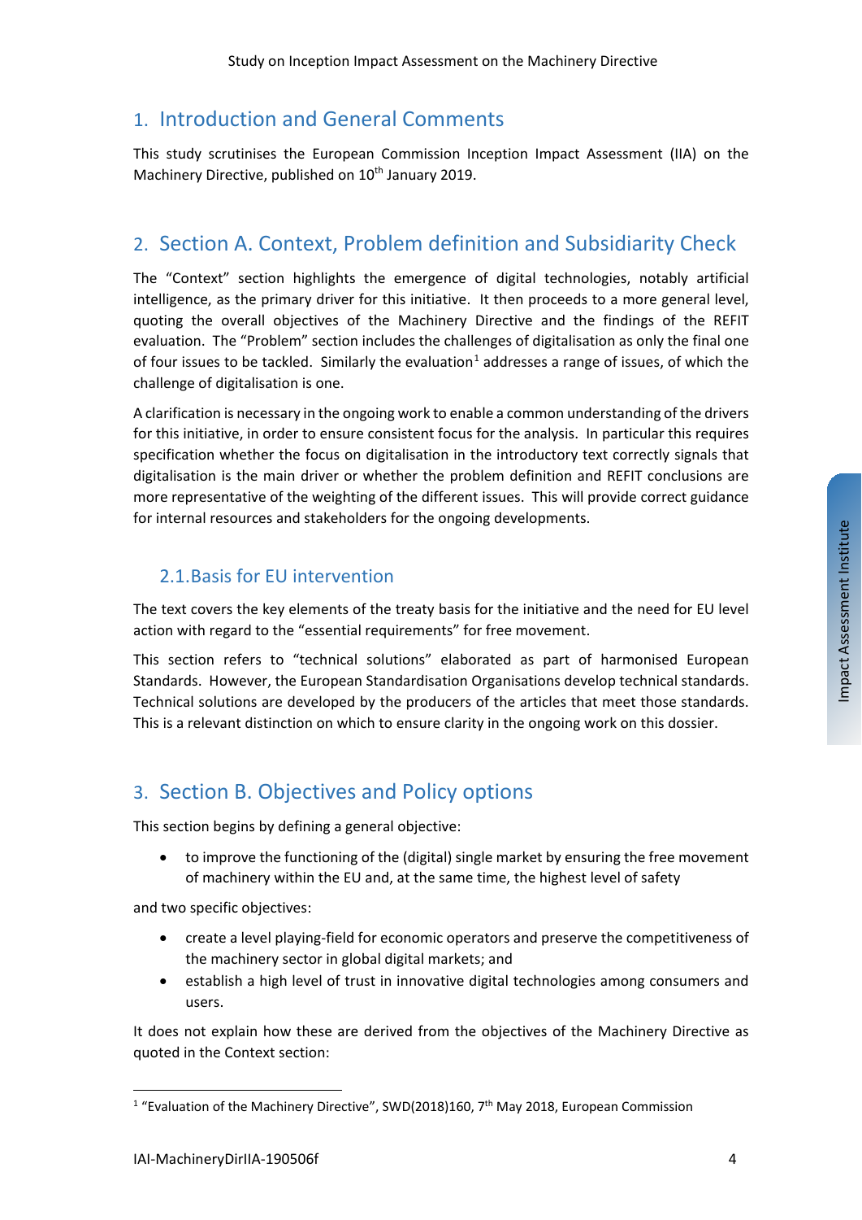## 1. Introduction and General Comments

This study scrutinises the European Commission Inception Impact Assessment (IIA) on the Machinery Directive, published on 10th January 2019.

## 2. Section A. Context, Problem definition and Subsidiarity Check

The "Context" section highlights the emergence of digital technologies, notably artificial intelligence, as the primary driver for this initiative. It then proceeds to a more general level, quoting the overall objectives of the Machinery Directive and the findings of the REFIT evaluation. The "Problem" section includes the challenges of digitalisation as only the final one of four issues to be tackled. Similarly the evaluation[1] addresses a range of issues, of which the challenge of digitalisation is one.

A clarification is necessary in the ongoing work to enable a common understanding of the drivers for this initiative, in order to ensure consistent focus for the analysis. In particular this requires specification whether the focus on digitalisation in the introductory text correctly signals that digitalisation is the main driver or whether the problem definition and REFIT conclusions are more representative of the weighting of the different issues. This will provide correct guidance for internal resources and stakeholders for the ongoing developments.

### 2.1. Basis for EU intervention

The text covers the key elements of the treaty basis for the initiative and the need for EU level action with regard to the "essential requirements" for free movement.

This section refers to "technical solutions" elaborated as part of harmonised European Standards. However, the European Standardisation Organisations develop technical standards. Technical solutions are developed by the producers of the articles that meet those standards. This is a relevant distinction on which to ensure clarity in the ongoing work on this dossier.

## 3. Section B. Objectives and Policy options

This section begins by defining a general objective:

- to improve the functioning of the (digital) single market by ensuring the free movement of machinery within the EU and, at the same time, the highest level of safety

and two specific objectives:

- create a level playing-field for economic operators and preserve the competitiveness of the machinery sector in global digital markets; and
- establish a high level of trust in innovative digital technologies among consumers and users.

It does not explain how these are derived from the objectives of the Machinery Directive as quoted in the Context section:

[1] "Evaluation of the Machinery Directive", SWD(2018)160, 7th May 2018, European Commission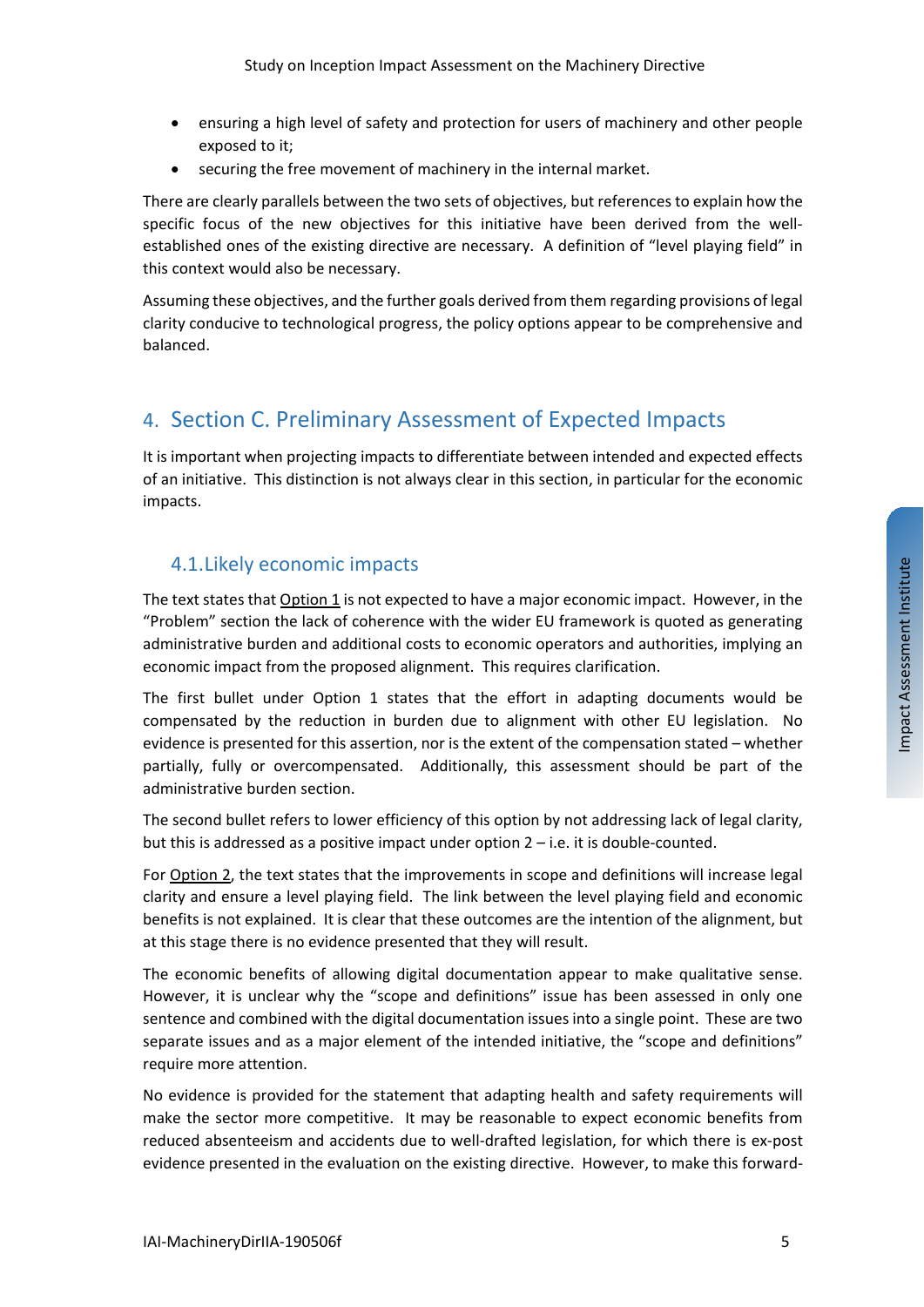- ensuring a high level of safety and protection for users of machinery and other people exposed to it;
- securing the free movement of machinery in the internal market.

There are clearly parallels between the two sets of objectives, but references to explain how the specific focus of the new objectives for this initiative have been derived from the well-established ones of the existing directive are necessary. A definition of "level playing field" in this context would also be necessary.

Assuming these objectives, and the further goals derived from them regarding provisions of legal clarity conducive to technological progress, the policy options appear to be comprehensive and balanced.

## 4. Section C. Preliminary Assessment of Expected Impacts

It is important when projecting impacts to differentiate between intended and expected effects of an initiative. This distinction is not always clear in this section, in particular for the economic impacts.

### 4.1. Likely economic impacts

The text states that Option 1 is not expected to have a major economic impact. However, in the "Problem" section the lack of coherence with the wider EU framework is quoted as generating administrative burden and additional costs to economic operators and authorities, implying an economic impact from the proposed alignment. This requires clarification.

The first bullet under Option 1 states that the effort in adapting documents would be compensated by the reduction in burden due to alignment with other EU legislation. No evidence is presented for this assertion, nor is the extent of the compensation stated – whether partially, fully or overcompensated. Additionally, this assessment should be part of the administrative burden section.

The second bullet refers to lower efficiency of this option by not addressing lack of legal clarity, but this is addressed as a positive impact under option 2 – i.e. it is double-counted.

For Option 2, the text states that the improvements in scope and definitions will increase legal clarity and ensure a level playing field. The link between the level playing field and economic benefits is not explained. It is clear that these outcomes are the intention of the alignment, but at this stage there is no evidence presented that they will result.

The economic benefits of allowing digital documentation appear to make qualitative sense. However, it is unclear why the "scope and definitions" issue has been assessed in only one sentence and combined with the digital documentation issues into a single point. These are two separate issues and as a major element of the intended initiative, the "scope and definitions" require more attention.

No evidence is provided for the statement that adapting health and safety requirements will make the sector more competitive. It may be reasonable to expect economic benefits from reduced absenteeism and accidents due to well-drafted legislation, for which there is ex-post evidence presented in the evaluation on the existing directive. However, to make this forward-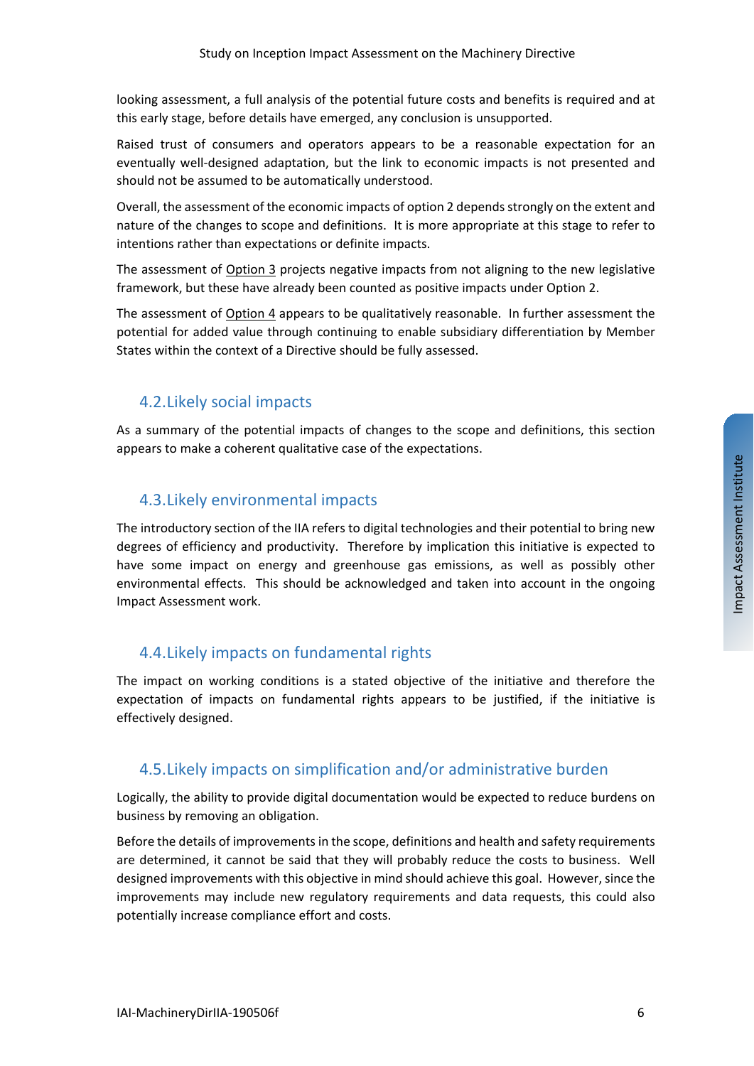looking assessment, a full analysis of the potential future costs and benefits is required and at this early stage, before details have emerged, any conclusion is unsupported.

Raised trust of consumers and operators appears to be a reasonable expectation for an eventually well-designed adaptation, but the link to economic impacts is not presented and should not be assumed to be automatically understood.

Overall, the assessment of the economic impacts of option 2 depends strongly on the extent and nature of the changes to scope and definitions. It is more appropriate at this stage to refer to intentions rather than expectations or definite impacts.

The assessment of Option 3 projects negative impacts from not aligning to the new legislative framework, but these have already been counted as positive impacts under Option 2.

The assessment of Option 4 appears to be qualitatively reasonable. In further assessment the potential for added value through continuing to enable subsidiary differentiation by Member States within the context of a Directive should be fully assessed.

## 4.2. Likely social impacts

As a summary of the potential impacts of changes to the scope and definitions, this section appears to make a coherent qualitative case of the expectations.

## 4.3. Likely environmental impacts

The introductory section of the IIA refers to digital technologies and their potential to bring new degrees of efficiency and productivity. Therefore by implication this initiative is expected to have some impact on energy and greenhouse gas emissions, as well as possibly other environmental effects. This should be acknowledged and taken into account in the ongoing Impact Assessment work.

## 4.4. Likely impacts on fundamental rights

The impact on working conditions is a stated objective of the initiative and therefore the expectation of impacts on fundamental rights appears to be justified, if the initiative is effectively designed.

## 4.5. Likely impacts on simplification and/or administrative burden

Logically, the ability to provide digital documentation would be expected to reduce burdens on business by removing an obligation.

Before the details of improvements in the scope, definitions and health and safety requirements are determined, it cannot be said that they will probably reduce the costs to business. Well designed improvements with this objective in mind should achieve this goal. However, since the improvements may include new regulatory requirements and data requests, this could also potentially increase compliance effort and costs.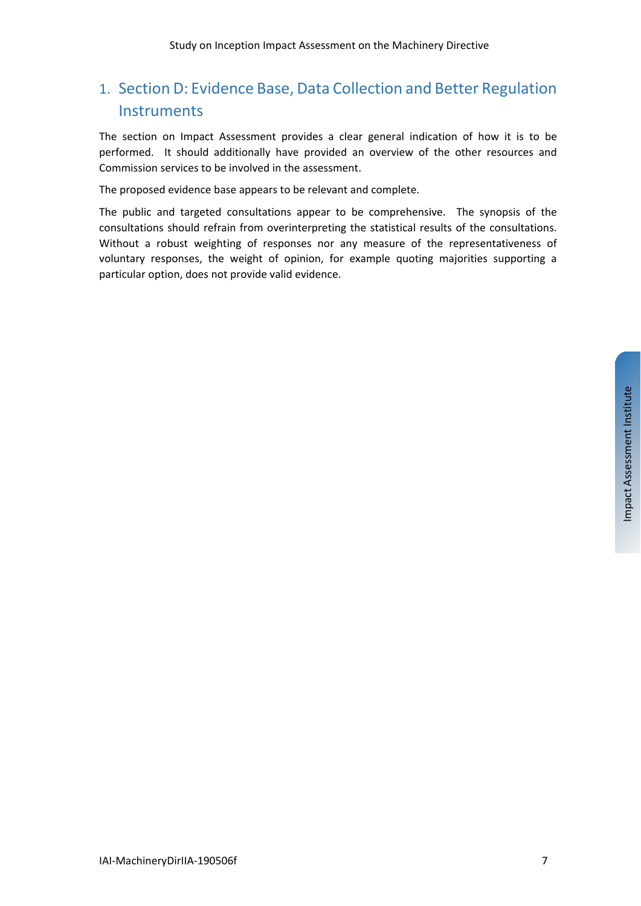# 1. Section D: Evidence Base, Data Collection and Better Regulation Instruments

The section on Impact Assessment provides a clear general indication of how it is to be performed. It should additionally have provided an overview of the other resources and Commission services to be involved in the assessment.

The proposed evidence base appears to be relevant and complete.

The public and targeted consultations appear to be comprehensive. The synopsis of the consultations should refrain from overinterpreting the statistical results of the consultations. Without a robust weighting of responses nor any measure of the representativeness of voluntary responses, the weight of opinion, for example quoting majorities supporting a particular option, does not provide valid evidence.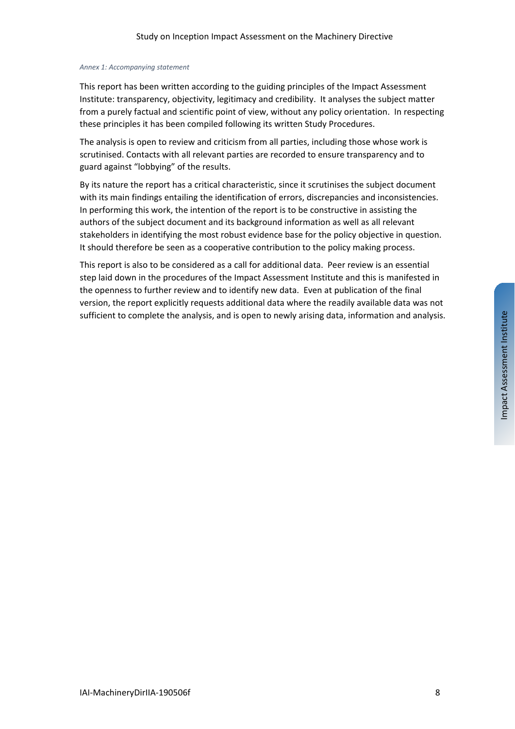*Annex 1: Accompanying statement*

This report has been written according to the guiding principles of the Impact Assessment Institute: transparency, objectivity, legitimacy and credibility. It analyses the subject matter from a purely factual and scientific point of view, without any policy orientation. In respecting these principles it has been compiled following its written Study Procedures.

The analysis is open to review and criticism from all parties, including those whose work is scrutinised. Contacts with all relevant parties are recorded to ensure transparency and to guard against "lobbying" of the results.

By its nature the report has a critical characteristic, since it scrutinises the subject document with its main findings entailing the identification of errors, discrepancies and inconsistencies. In performing this work, the intention of the report is to be constructive in assisting the authors of the subject document and its background information as well as all relevant stakeholders in identifying the most robust evidence base for the policy objective in question. It should therefore be seen as a cooperative contribution to the policy making process.

This report is also to be considered as a call for additional data. Peer review is an essential step laid down in the procedures of the Impact Assessment Institute and this is manifested in the openness to further review and to identify new data. Even at publication of the final version, the report explicitly requests additional data where the readily available data was not sufficient to complete the analysis, and is open to newly arising data, information and analysis.